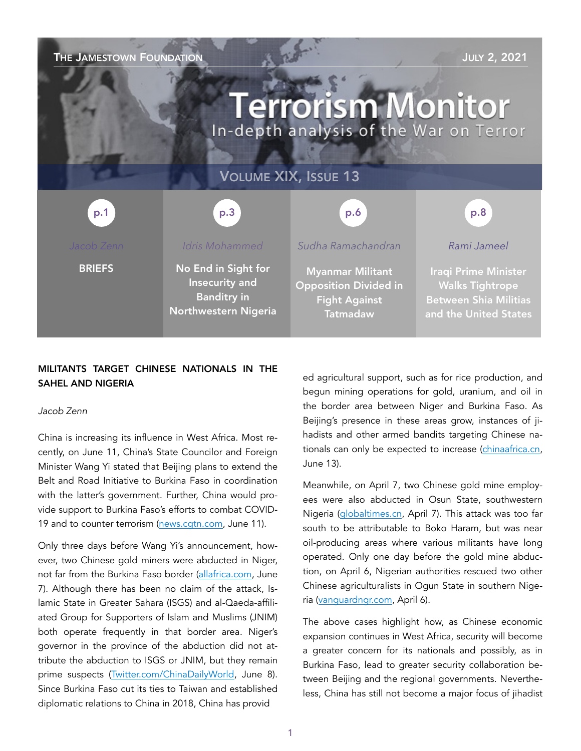THE JAMESTOWN FOUNDATION — JULY 2, 2021

# Terrorism Monitor

In-depth analysis of the War on Terror

VOLUME XIX, ISSUE 13

| p.1 | p.3 | p.6 | p.8 |
|---|---|---|---|
| Jacob Zenn | Idris Mohammed | Sudha Ramachandran | Rami Jameel |
| BRIEFS | No End in Sight for Insecurity and Banditry in Northwestern Nigeria | Myanmar Militant Opposition Divided in Fight Against Tatmadaw | Iraqi Prime Minister Walks Tightrope Between Shia Militias and the United States |

## MILITANTS TARGET CHINESE NATIONALS IN THE SAHEL AND NIGERIA

*Jacob Zenn*

China is increasing its influence in West Africa. Most recently, on June 11, China's State Councilor and Foreign Minister Wang Yi stated that Beijing plans to extend the Belt and Road Initiative to Burkina Faso in coordination with the latter's government. Further, China would provide support to Burkina Faso's efforts to combat COVID-19 and to counter terrorism (news.cgtn.com, June 11).

Only three days before Wang Yi's announcement, however, two Chinese gold miners were abducted in Niger, not far from the Burkina Faso border (allafrica.com, June 7). Although there has been no claim of the attack, Islamic State in Greater Sahara (ISGS) and al-Qaeda-affiliated Group for Supporters of Islam and Muslims (JNIM) both operate frequently in that border area. Niger's governor in the province of the abduction did not attribute the abduction to ISGS or JNIM, but they remain prime suspects (Twitter.com/ChinaDailyWorld, June 8). Since Burkina Faso cut its ties to Taiwan and established diplomatic relations to China in 2018, China has provided agricultural support, such as for rice production, and begun mining operations for gold, uranium, and oil in the border area between Niger and Burkina Faso. As Beijing's presence in these areas grow, instances of jihadists and other armed bandits targeting Chinese nationals can only be expected to increase (chinaafrica.cn, June 13).

Meanwhile, on April 7, two Chinese gold mine employees were also abducted in Osun State, southwestern Nigeria (globaltimes.cn, April 7). This attack was too far south to be attributable to Boko Haram, but was near oil-producing areas where various militants have long operated. Only one day before the gold mine abduction, on April 6, Nigerian authorities rescued two other Chinese agriculturalists in Ogun State in southern Nigeria (vanguardngr.com, April 6).

The above cases highlight how, as Chinese economic expansion continues in West Africa, security will become a greater concern for its nationals and possibly, as in Burkina Faso, lead to greater security collaboration between Beijing and the regional governments. Nevertheless, China has still not become a major focus of jihadist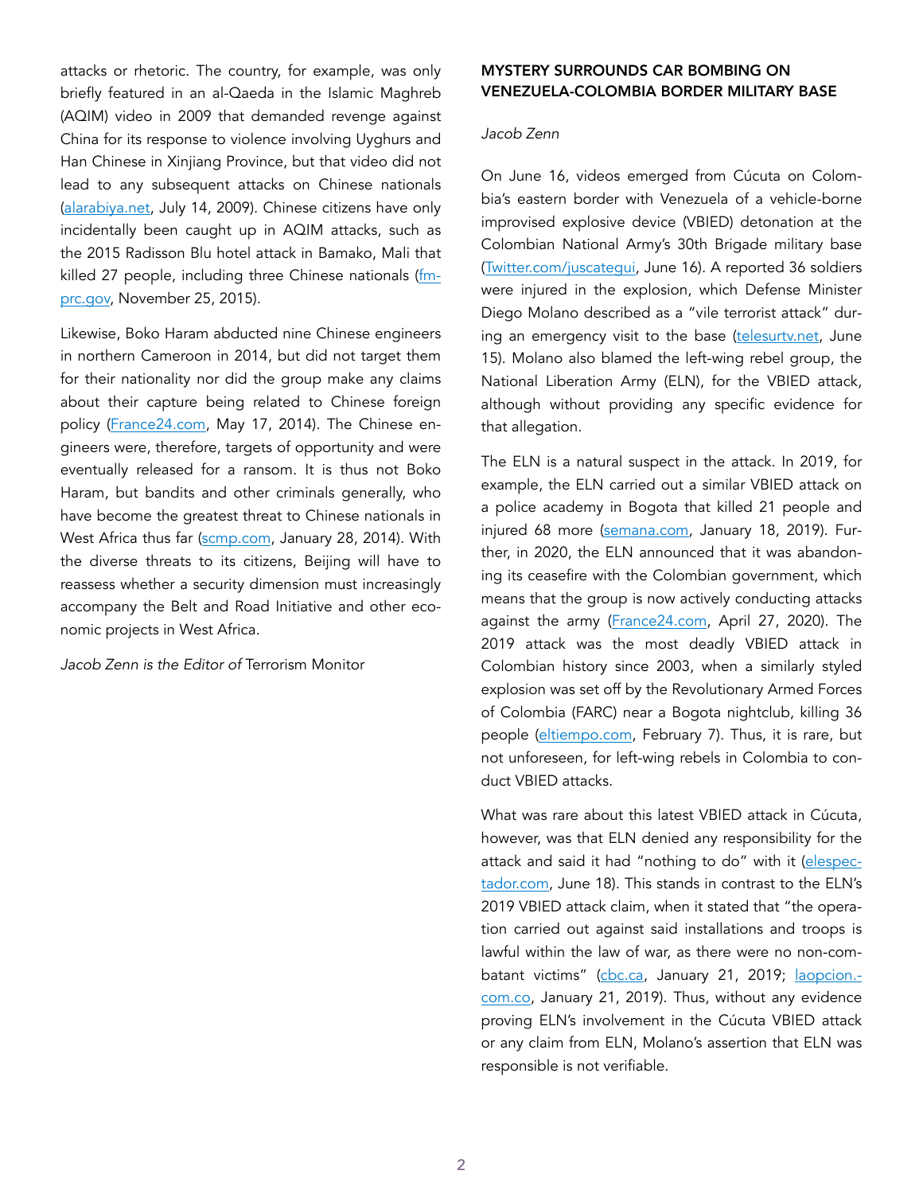attacks or rhetoric. The country, for example, was only briefly featured in an al-Qaeda in the Islamic Maghreb (AQIM) video in 2009 that demanded revenge against China for its response to violence involving Uyghurs and Han Chinese in Xinjiang Province, but that video did not lead to any subsequent attacks on Chinese nationals (alarabiya.net, July 14, 2009). Chinese citizens have only incidentally been caught up in AQIM attacks, such as the 2015 Radisson Blu hotel attack in Bamako, Mali that killed 27 people, including three Chinese nationals (fmprc.gov, November 25, 2015).

Likewise, Boko Haram abducted nine Chinese engineers in northern Cameroon in 2014, but did not target them for their nationality nor did the group make any claims about their capture being related to Chinese foreign policy (France24.com, May 17, 2014). The Chinese engineers were, therefore, targets of opportunity and were eventually released for a ransom. It is thus not Boko Haram, but bandits and other criminals generally, who have become the greatest threat to Chinese nationals in West Africa thus far (scmp.com, January 28, 2014). With the diverse threats to its citizens, Beijing will have to reassess whether a security dimension must increasingly accompany the Belt and Road Initiative and other economic projects in West Africa.

*Jacob Zenn is the Editor of* Terrorism Monitor

## MYSTERY SURROUNDS CAR BOMBING ON VENEZUELA-COLOMBIA BORDER MILITARY BASE

*Jacob Zenn*

On June 16, videos emerged from Cúcuta on Colombia's eastern border with Venezuela of a vehicle-borne improvised explosive device (VBIED) detonation at the Colombian National Army's 30th Brigade military base (Twitter.com/juscategui, June 16). A reported 36 soldiers were injured in the explosion, which Defense Minister Diego Molano described as a "vile terrorist attack" during an emergency visit to the base (telesurtv.net, June 15). Molano also blamed the left-wing rebel group, the National Liberation Army (ELN), for the VBIED attack, although without providing any specific evidence for that allegation.

The ELN is a natural suspect in the attack. In 2019, for example, the ELN carried out a similar VBIED attack on a police academy in Bogota that killed 21 people and injured 68 more (semana.com, January 18, 2019). Further, in 2020, the ELN announced that it was abandoning its ceasefire with the Colombian government, which means that the group is now actively conducting attacks against the army (France24.com, April 27, 2020). The 2019 attack was the most deadly VBIED attack in Colombian history since 2003, when a similarly styled explosion was set off by the Revolutionary Armed Forces of Colombia (FARC) near a Bogota nightclub, killing 36 people (eltiempo.com, February 7). Thus, it is rare, but not unforeseen, for left-wing rebels in Colombia to conduct VBIED attacks.

What was rare about this latest VBIED attack in Cúcuta, however, was that ELN denied any responsibility for the attack and said it had "nothing to do" with it (elespectador.com, June 18). This stands in contrast to the ELN's 2019 VBIED attack claim, when it stated that "the operation carried out against said installations and troops is lawful within the law of war, as there were no non-combatant victims" (cbc.ca, January 21, 2019; laopcion.com.co, January 21, 2019). Thus, without any evidence proving ELN's involvement in the Cúcuta VBIED attack or any claim from ELN, Molano's assertion that ELN was responsible is not verifiable.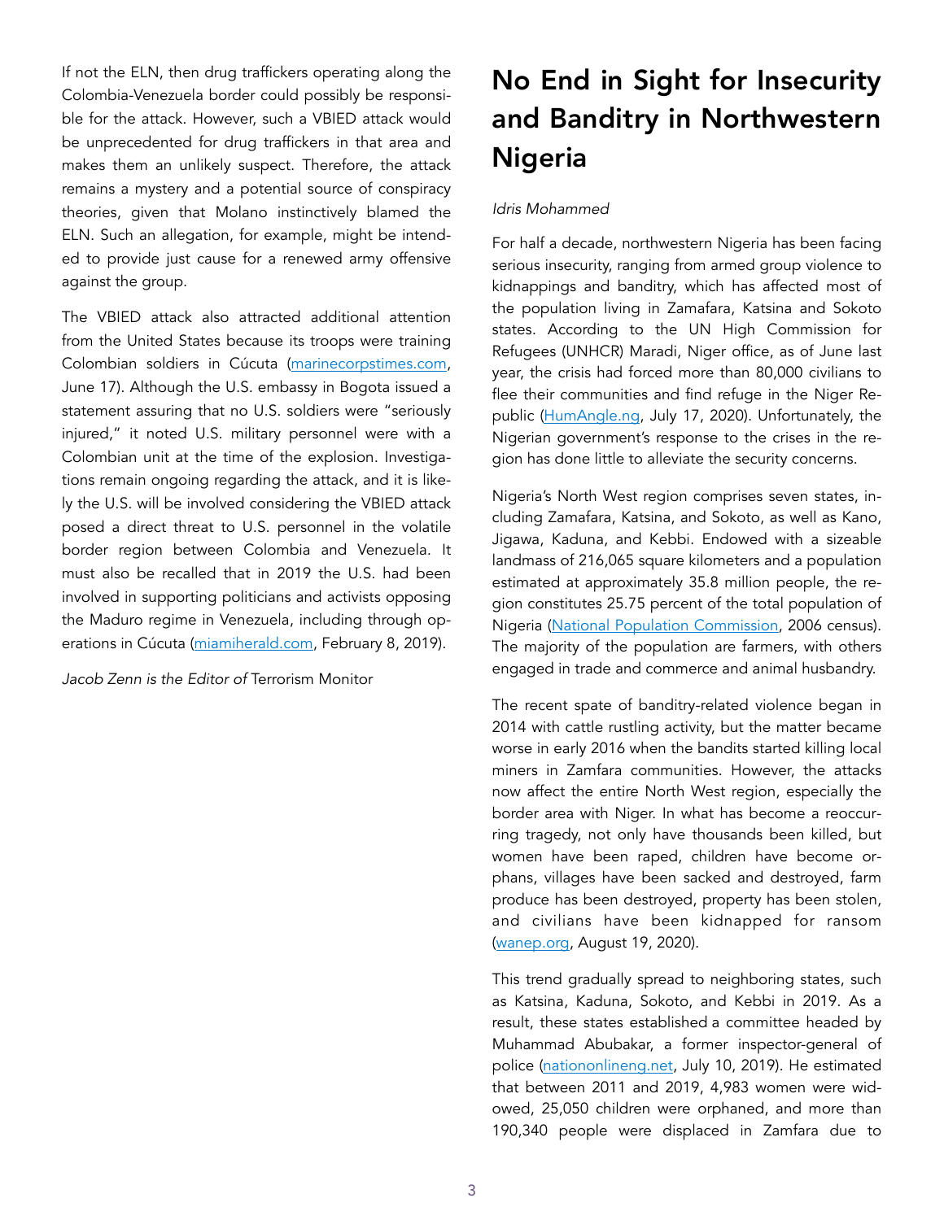If not the ELN, then drug traffickers operating along the Colombia-Venezuela border could possibly be responsible for the attack. However, such a VBIED attack would be unprecedented for drug traffickers in that area and makes them an unlikely suspect. Therefore, the attack remains a mystery and a potential source of conspiracy theories, given that Molano instinctively blamed the ELN. Such an allegation, for example, might be intended to provide just cause for a renewed army offensive against the group.

The VBIED attack also attracted additional attention from the United States because its troops were training Colombian soldiers in Cúcuta (marinecorpstimes.com, June 17). Although the U.S. embassy in Bogota issued a statement assuring that no U.S. soldiers were "seriously injured," it noted U.S. military personnel were with a Colombian unit at the time of the explosion. Investigations remain ongoing regarding the attack, and it is likely the U.S. will be involved considering the VBIED attack posed a direct threat to U.S. personnel in the volatile border region between Colombia and Venezuela. It must also be recalled that in 2019 the U.S. had been involved in supporting politicians and activists opposing the Maduro regime in Venezuela, including through operations in Cúcuta (miamiherald.com, February 8, 2019).

*Jacob Zenn is the Editor of* Terrorism Monitor

# No End in Sight for Insecurity and Banditry in Northwestern Nigeria

*Idris Mohammed*

For half a decade, northwestern Nigeria has been facing serious insecurity, ranging from armed group violence to kidnappings and banditry, which has affected most of the population living in Zamfara, Katsina and Sokoto states. According to the UN High Commission for Refugees (UNHCR) Maradi, Niger office, as of June last year, the crisis had forced more than 80,000 civilians to flee their communities and find refuge in the Niger Republic (HumAngle.ng, July 17, 2020). Unfortunately, the Nigerian government's response to the crises in the region has done little to alleviate the security concerns.

Nigeria's North West region comprises seven states, including Zamfara, Katsina, and Sokoto, as well as Kano, Jigawa, Kaduna, and Kebbi. Endowed with a sizeable landmass of 216,065 square kilometers and a population estimated at approximately 35.8 million people, the region constitutes 25.75 percent of the total population of Nigeria (National Population Commission, 2006 census). The majority of the population are farmers, with others engaged in trade and commerce and animal husbandry.

The recent spate of banditry-related violence began in 2014 with cattle rustling activity, but the matter became worse in early 2016 when the bandits started killing local miners in Zamfara communities. However, the attacks now affect the entire North West region, especially the border area with Niger. In what has become a reoccurring tragedy, not only have thousands been killed, but women have been raped, children have become orphans, villages have been sacked and destroyed, farm produce has been destroyed, property has been stolen, and civilians have been kidnapped for ransom (wanep.org, August 19, 2020).

This trend gradually spread to neighboring states, such as Katsina, Kaduna, Sokoto, and Kebbi in 2019. As a result, these states established a committee headed by Muhammad Abubakar, a former inspector-general of police (nationonlineng.net, July 10, 2019). He estimated that between 2011 and 2019, 4,983 women were widowed, 25,050 children were orphaned, and more than 190,340 people were displaced in Zamfara due to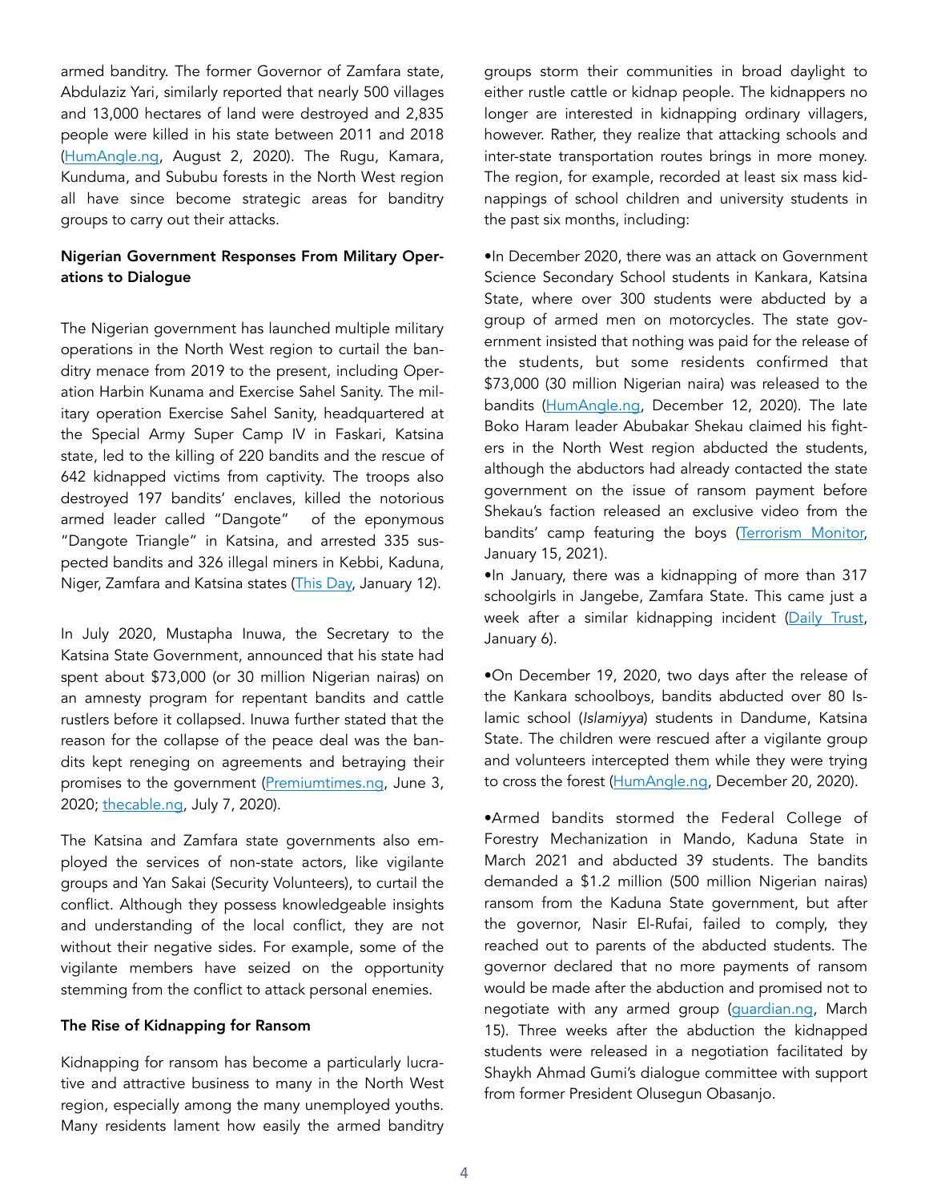armed banditry. The former Governor of Zamfara state, Abdulaziz Yari, similarly reported that nearly 500 villages and 13,000 hectares of land were destroyed and 2,835 people were killed in his state between 2011 and 2018 (HumAngle.ng, August 2, 2020). The Rugu, Kamara, Kunduma, and Sububu forests in the North West region all have since become strategic areas for banditry groups to carry out their attacks.

**Nigerian Government Responses From Military Operations to Dialogue**

The Nigerian government has launched multiple military operations in the North West region to curtail the banditry menace from 2019 to the present, including Operation Harbin Kunama and Exercise Sahel Sanity. The military operation Exercise Sahel Sanity, headquartered at the Special Army Super Camp IV in Faskari, Katsina state, led to the killing of 220 bandits and the rescue of 642 kidnapped victims from captivity. The troops also destroyed 197 bandits' enclaves, killed the notorious armed leader called "Dangote" of the eponymous "Dangote Triangle" in Katsina, and arrested 335 suspected bandits and 326 illegal miners in Kebbi, Kaduna, Niger, Zamfara and Katsina states (This Day, January 12).

In July 2020, Mustapha Inuwa, the Secretary to the Katsina State Government, announced that his state had spent about $73,000 (or 30 million Nigerian nairas) on an amnesty program for repentant bandits and cattle rustlers before it collapsed. Inuwa further stated that the reason for the collapse of the peace deal was the bandits kept reneging on agreements and betraying their promises to the government (Premiumtimes.ng, June 3, 2020; thecable.ng, July 7, 2020).

The Katsina and Zamfara state governments also employed the services of non-state actors, like vigilante groups and Yan Sakai (Security Volunteers), to curtail the conflict. Although they possess knowledgeable insights and understanding of the local conflict, they are not without their negative sides. For example, some of the vigilante members have seized on the opportunity stemming from the conflict to attack personal enemies.

**The Rise of Kidnapping for Ransom**

Kidnapping for ransom has become a particularly lucrative and attractive business to many in the North West region, especially among the many unemployed youths. Many residents lament how easily the armed banditry groups storm their communities in broad daylight to either rustle cattle or kidnap people. The kidnappers no longer are interested in kidnapping ordinary villagers, however. Rather, they realize that attacking schools and inter-state transportation routes brings in more money. The region, for example, recorded at least six mass kidnappings of school children and university students in the past six months, including:

- In December 2020, there was an attack on Government Science Secondary School students in Kankara, Katsina State, where over 300 students were abducted by a group of armed men on motorcycles. The state government insisted that nothing was paid for the release of the students, but some residents confirmed that $73,000 (30 million Nigerian naira) was released to the bandits (HumAngle.ng, December 12, 2020). The late Boko Haram leader Abubakar Shekau claimed his fighters in the North West region abducted the students, although the abductors had already contacted the state government on the issue of ransom payment before Shekau's faction released an exclusive video from the bandits' camp featuring the boys (Terrorism Monitor, January 15, 2021).
- In January, there was a kidnapping of more than 317 schoolgirls in Jangebe, Zamfara State. This came just a week after a similar kidnapping incident (Daily Trust, January 6).
- On December 19, 2020, two days after the release of the Kankara schoolboys, bandits abducted over 80 Islamic school (*Islamiyya*) students in Dandume, Katsina State. The children were rescued after a vigilante group and volunteers intercepted them while they were trying to cross the forest (HumAngle.ng, December 20, 2020).
- Armed bandits stormed the Federal College of Forestry Mechanization in Mando, Kaduna State in March 2021 and abducted 39 students. The bandits demanded a $1.2 million (500 million Nigerian nairas) ransom from the Kaduna State government, but after the governor, Nasir El-Rufai, failed to comply, they reached out to parents of the abducted students. The governor declared that no more payments of ransom would be made after the abduction and promised not to negotiate with any armed group (guardian.ng, March 15). Three weeks after the abduction the kidnapped students were released in a negotiation facilitated by Shaykh Ahmad Gumi's dialogue committee with support from former President Olusegun Obasanjo.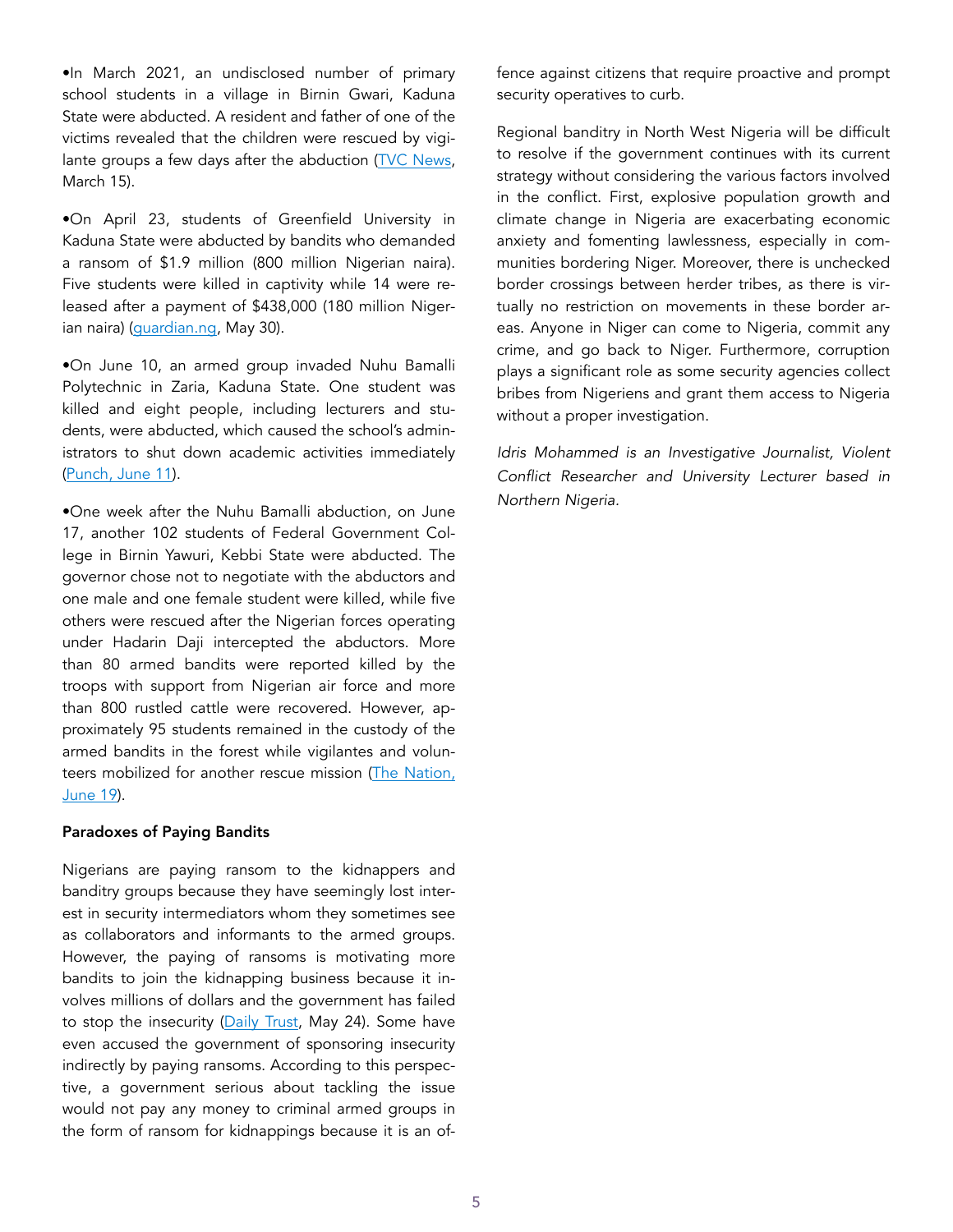•In March 2021, an undisclosed number of primary school students in a village in Birnin Gwari, Kaduna State were abducted. A resident and father of one of the victims revealed that the children were rescued by vigilante groups a few days after the abduction (TVC News, March 15).

•On April 23, students of Greenfield University in Kaduna State were abducted by bandits who demanded a ransom of $1.9 million (800 million Nigerian naira). Five students were killed in captivity while 14 were released after a payment of $438,000 (180 million Nigerian naira) (guardian.ng, May 30).

•On June 10, an armed group invaded Nuhu Bamalli Polytechnic in Zaria, Kaduna State. One student was killed and eight people, including lecturers and students, were abducted, which caused the school's administrators to shut down academic activities immediately (Punch, June 11).

•One week after the Nuhu Bamalli abduction, on June 17, another 102 students of Federal Government College in Birnin Yawuri, Kebbi State were abducted. The governor chose not to negotiate with the abductors and one male and one female student were killed, while five others were rescued after the Nigerian forces operating under Hadarin Daji intercepted the abductors. More than 80 armed bandits were reported killed by the troops with support from Nigerian air force and more than 800 rustled cattle were recovered. However, approximately 95 students remained in the custody of the armed bandits in the forest while vigilantes and volunteers mobilized for another rescue mission (The Nation, June 19).

**Paradoxes of Paying Bandits**

Nigerians are paying ransom to the kidnappers and banditry groups because they have seemingly lost interest in security intermediators whom they sometimes see as collaborators and informants to the armed groups. However, the paying of ransoms is motivating more bandits to join the kidnapping business because it involves millions of dollars and the government has failed to stop the insecurity (Daily Trust, May 24). Some have even accused the government of sponsoring insecurity indirectly by paying ransoms. According to this perspective, a government serious about tackling the issue would not pay any money to criminal armed groups in the form of ransom for kidnappings because it is an offence against citizens that require proactive and prompt security operatives to curb.

Regional banditry in North West Nigeria will be difficult to resolve if the government continues with its current strategy without considering the various factors involved in the conflict. First, explosive population growth and climate change in Nigeria are exacerbating economic anxiety and fomenting lawlessness, especially in communities bordering Niger. Moreover, there is unchecked border crossings between herder tribes, as there is virtually no restriction on movements in these border areas. Anyone in Niger can come to Nigeria, commit any crime, and go back to Niger. Furthermore, corruption plays a significant role as some security agencies collect bribes from Nigeriens and grant them access to Nigeria without a proper investigation.

*Idris Mohammed is an Investigative Journalist, Violent Conflict Researcher and University Lecturer based in Northern Nigeria.*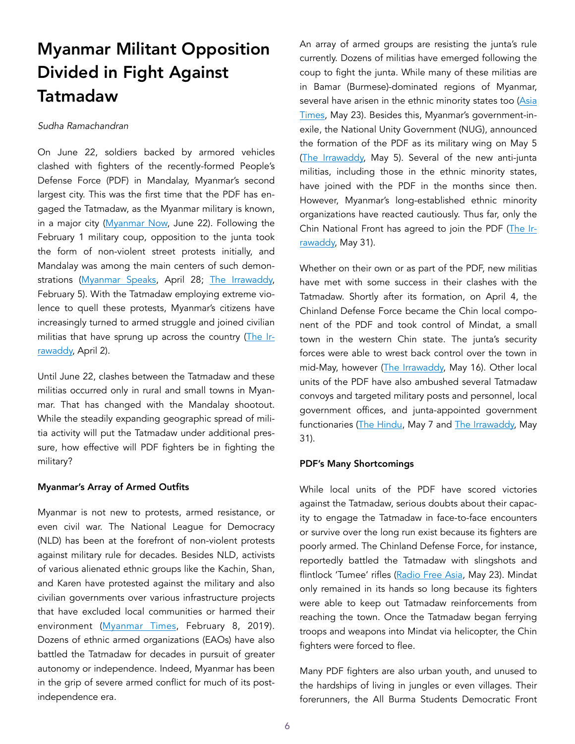# Myanmar Militant Opposition Divided in Fight Against Tatmadaw

*Sudha Ramachandran*

On June 22, soldiers backed by armored vehicles clashed with fighters of the recently-formed People's Defense Force (PDF) in Mandalay, Myanmar's second largest city. This was the first time that the PDF has engaged the Tatmadaw, as the Myanmar military is known, in a major city (Myanmar Now, June 22). Following the February 1 military coup, opposition to the junta took the form of non-violent street protests initially, and Mandalay was among the main centers of such demonstrations (Myanmar Speaks, April 28; The Irrawaddy, February 5). With the Tatmadaw employing extreme violence to quell these protests, Myanmar's citizens have increasingly turned to armed struggle and joined civilian militias that have sprung up across the country (The Irrawaddy, April 2).

Until June 22, clashes between the Tatmadaw and these militias occurred only in rural and small towns in Myanmar. That has changed with the Mandalay shootout. While the steadily expanding geographic spread of militia activity will put the Tatmadaw under additional pressure, how effective will PDF fighters be in fighting the military?

**Myanmar's Array of Armed Outfits**

Myanmar is not new to protests, armed resistance, or even civil war. The National League for Democracy (NLD) has been at the forefront of non-violent protests against military rule for decades. Besides NLD, activists of various alienated ethnic groups like the Kachin, Shan, and Karen have protested against the military and also civilian governments over various infrastructure projects that have excluded local communities or harmed their environment (Myanmar Times, February 8, 2019). Dozens of ethnic armed organizations (EAOs) have also battled the Tatmadaw for decades in pursuit of greater autonomy or independence. Indeed, Myanmar has been in the grip of severe armed conflict for much of its post-independence era.

An array of armed groups are resisting the junta's rule currently. Dozens of militias have emerged following the coup to fight the junta. While many of these militias are in Bamar (Burmese)-dominated regions of Myanmar, several have arisen in the ethnic minority states too (Asia Times, May 23). Besides this, Myanmar's government-in-exile, the National Unity Government (NUG), announced the formation of the PDF as its military wing on May 5 (The Irrawaddy, May 5). Several of the new anti-junta militias, including those in the ethnic minority states, have joined with the PDF in the months since then. However, Myanmar's long-established ethnic minority organizations have reacted cautiously. Thus far, only the Chin National Front has agreed to join the PDF (The Irrawaddy, May 31).

Whether on their own or as part of the PDF, new militias have met with some success in their clashes with the Tatmadaw. Shortly after its formation, on April 4, the Chinland Defense Force became the Chin local component of the PDF and took control of Mindat, a small town in the western Chin state. The junta's security forces were able to wrest back control over the town in mid-May, however (The Irrawaddy, May 16). Other local units of the PDF have also ambushed several Tatmadaw convoys and targeted military posts and personnel, local government offices, and junta-appointed government functionaries (The Hindu, May 7 and The Irrawaddy, May 31).

**PDF's Many Shortcomings**

While local units of the PDF have scored victories against the Tatmadaw, serious doubts about their capacity to engage the Tatmadaw in face-to-face encounters or survive over the long run exist because its fighters are poorly armed. The Chinland Defense Force, for instance, reportedly battled the Tatmadaw with slingshots and flintlock 'Tumee' rifles (Radio Free Asia, May 23). Mindat only remained in its hands so long because its fighters were able to keep out Tatmadaw reinforcements from reaching the town. Once the Tatmadaw began ferrying troops and weapons into Mindat via helicopter, the Chin fighters were forced to flee.

Many PDF fighters are also urban youth, and unused to the hardships of living in jungles or even villages. Their forerunners, the All Burma Students Democratic Front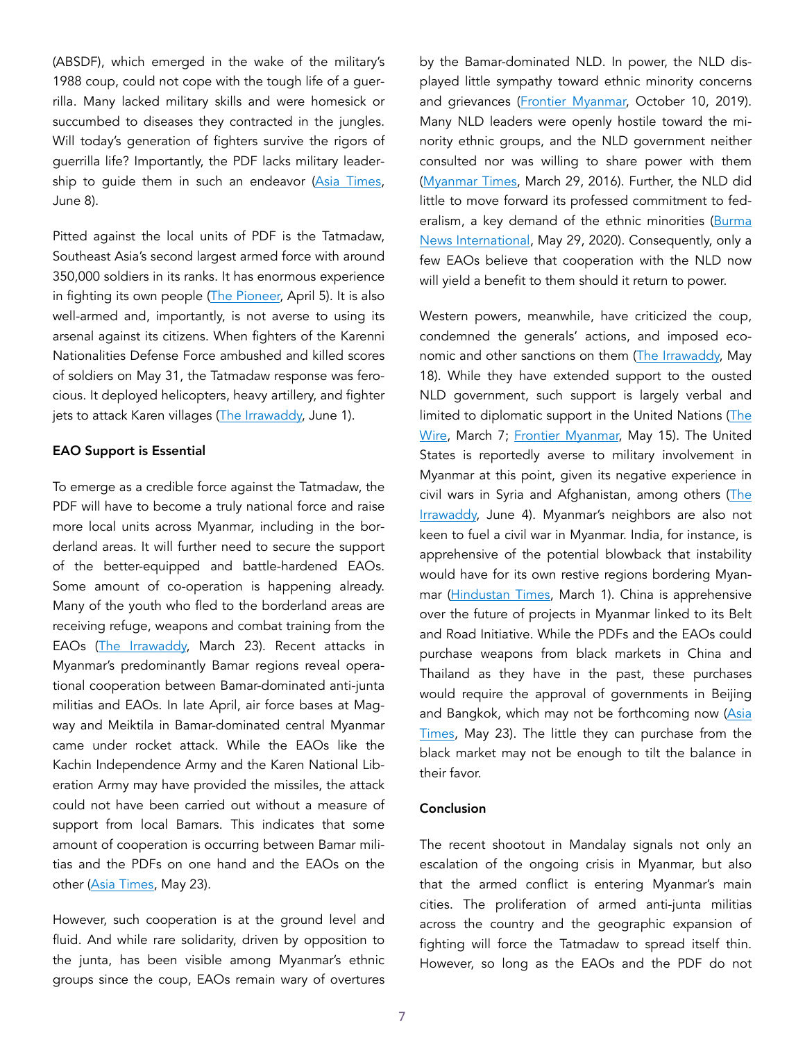(ABSDF), which emerged in the wake of the military's 1988 coup, could not cope with the tough life of a guerrilla. Many lacked military skills and were homesick or succumbed to diseases they contracted in the jungles. Will today's generation of fighters survive the rigors of guerrilla life? Importantly, the PDF lacks military leadership to guide them in such an endeavor (Asia Times, June 8).

Pitted against the local units of PDF is the Tatmadaw, Southeast Asia's second largest armed force with around 350,000 soldiers in its ranks. It has enormous experience in fighting its own people (The Pioneer, April 5). It is also well-armed and, importantly, is not averse to using its arsenal against its citizens. When fighters of the Karenni Nationalities Defense Force ambushed and killed scores of soldiers on May 31, the Tatmadaw response was ferocious. It deployed helicopters, heavy artillery, and fighter jets to attack Karen villages (The Irrawaddy, June 1).

**EAO Support is Essential**

To emerge as a credible force against the Tatmadaw, the PDF will have to become a truly national force and raise more local units across Myanmar, including in the borderland areas. It will further need to secure the support of the better-equipped and battle-hardened EAOs. Some amount of co-operation is happening already. Many of the youth who fled to the borderland areas are receiving refuge, weapons and combat training from the EAOs (The Irawaddy, March 23). Recent attacks in Myanmar's predominantly Bamar regions reveal operational cooperation between Bamar-dominated anti-junta militias and EAOs. In late April, air force bases at Magway and Meiktila in Bamar-dominated central Myanmar came under rocket attack. While the EAOs like the Kachin Independence Army and the Karen National Liberation Army may have provided the missiles, the attack could not have been carried out without a measure of support from local Bamars. This indicates that some amount of cooperation is occurring between Bamar militias and the PDFs on one hand and the EAOs on the other (Asia Times, May 23).

However, such cooperation is at the ground level and fluid. And while rare solidarity, driven by opposition to the junta, has been visible among Myanmar's ethnic groups since the coup, EAOs remain wary of overtures by the Bamar-dominated NLD. In power, the NLD displayed little sympathy toward ethnic minority concerns and grievances (Frontier Myanmar, October 10, 2019). Many NLD leaders were openly hostile toward the minority ethnic groups, and the NLD government neither consulted nor was willing to share power with them (Myanmar Times, March 29, 2016). Further, the NLD did little to move forward its professed commitment to federalism, a key demand of the ethnic minorities (Burma News International, May 29, 2020). Consequently, only a few EAOs believe that cooperation with the NLD now will yield a benefit to them should it return to power.

Western powers, meanwhile, have criticized the coup, condemned the generals' actions, and imposed economic and other sanctions on them (The Irrawaddy, May 18). While they have extended support to the ousted NLD government, such support is largely verbal and limited to diplomatic support in the United Nations (The Wire, March 7; Frontier Myanmar, May 15). The United States is reportedly averse to military involvement in Myanmar at this point, given its negative experience in civil wars in Syria and Afghanistan, among others (The Irrawaddy, June 4). Myanmar's neighbors are also not keen to fuel a civil war in Myanmar. India, for instance, is apprehensive of the potential blowback that instability would have for its own restive regions bordering Myanmar (Hindustan Times, March 1). China is apprehensive over the future of projects in Myanmar linked to its Belt and Road Initiative. While the PDFs and the EAOs could purchase weapons from black markets in China and Thailand as they have in the past, these purchases would require the approval of governments in Beijing and Bangkok, which may not be forthcoming now (Asia Times, May 23). The little they can purchase from the black market may not be enough to tilt the balance in their favor.

**Conclusion**

The recent shootout in Mandalay signals not only an escalation of the ongoing crisis in Myanmar, but also that the armed conflict is entering Myanmar's main cities. The proliferation of armed anti-junta militias across the country and the geographic expansion of fighting will force the Tatmadaw to spread itself thin. However, so long as the EAOs and the PDF do not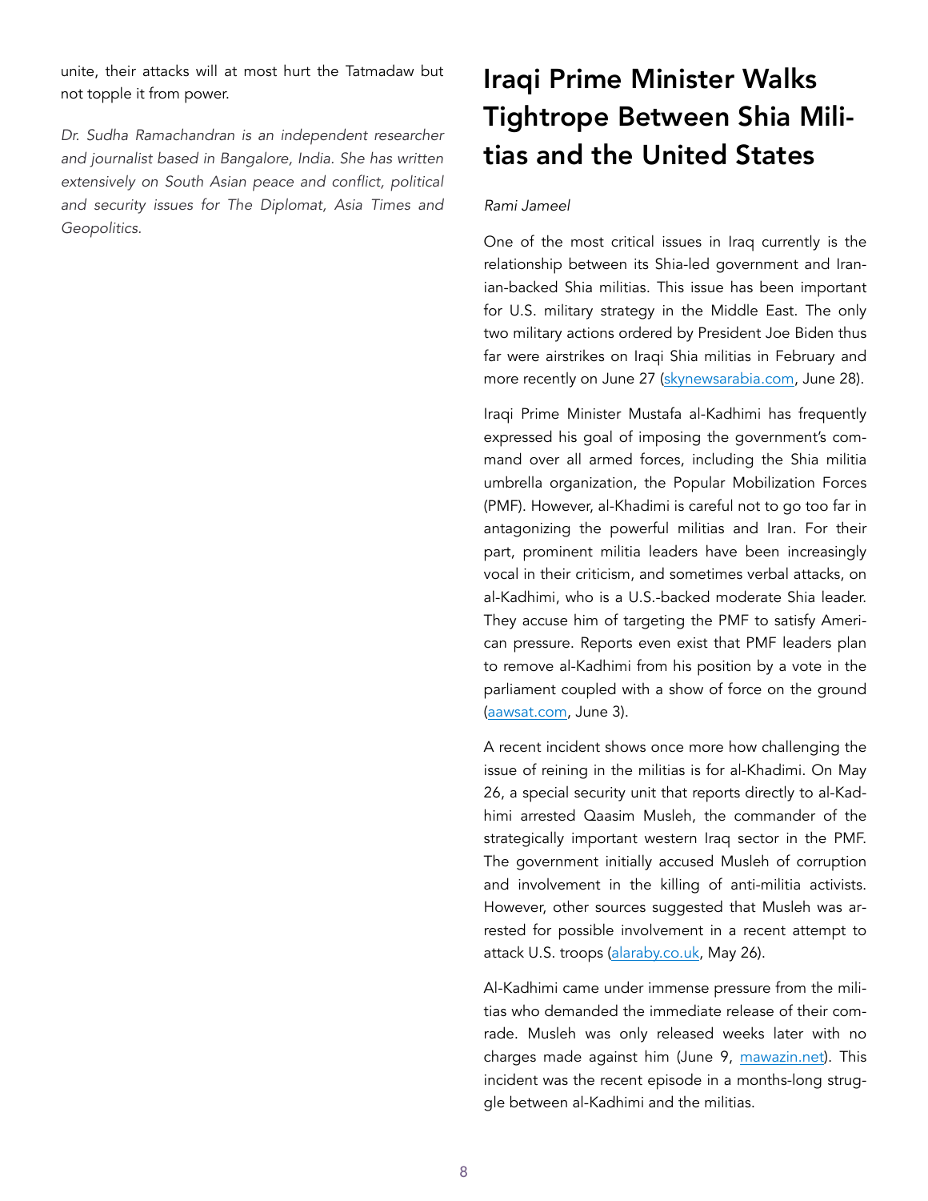unite, their attacks will at most hurt the Tatmadaw but not topple it from power.

*Dr. Sudha Ramachandran is an independent researcher and journalist based in Bangalore, India. She has written extensively on South Asian peace and conflict, political and security issues for The Diplomat, Asia Times and Geopolitics.*

# Iraqi Prime Minister Walks Tightrope Between Shia Militias and the United States

*Rami Jameel*

One of the most critical issues in Iraq currently is the relationship between its Shia-led government and Iranian-backed Shia militias. This issue has been important for U.S. military strategy in the Middle East. The only two military actions ordered by President Joe Biden thus far were airstrikes on Iraqi Shia militias in February and more recently on June 27 (skynewsarabia.com, June 28).

Iraqi Prime Minister Mustafa al-Kadhimi has frequently expressed his goal of imposing the government's command over all armed forces, including the Shia militia umbrella organization, the Popular Mobilization Forces (PMF). However, al-Khadimi is careful not to go too far in antagonizing the powerful militias and Iran. For their part, prominent militia leaders have been increasingly vocal in their criticism, and sometimes verbal attacks, on al-Kadhimi, who is a U.S.-backed moderate Shia leader. They accuse him of targeting the PMF to satisfy American pressure. Reports even exist that PMF leaders plan to remove al-Kadhimi from his position by a vote in the parliament coupled with a show of force on the ground (aawsat.com, June 3).

A recent incident shows once more how challenging the issue of reining in the militias is for al-Khadimi. On May 26, a special security unit that reports directly to al-Kadhimi arrested Qaasim Musleh, the commander of the strategically important western Iraq sector in the PMF. The government initially accused Musleh of corruption and involvement in the killing of anti-militia activists. However, other sources suggested that Musleh was arrested for possible involvement in a recent attempt to attack U.S. troops (alaraby.co.uk, May 26).

Al-Kadhimi came under immense pressure from the militias who demanded the immediate release of their comrade. Musleh was only released weeks later with no charges made against him (June 9, mawazin.net). This incident was the recent episode in a months-long struggle between al-Kadhimi and the militias.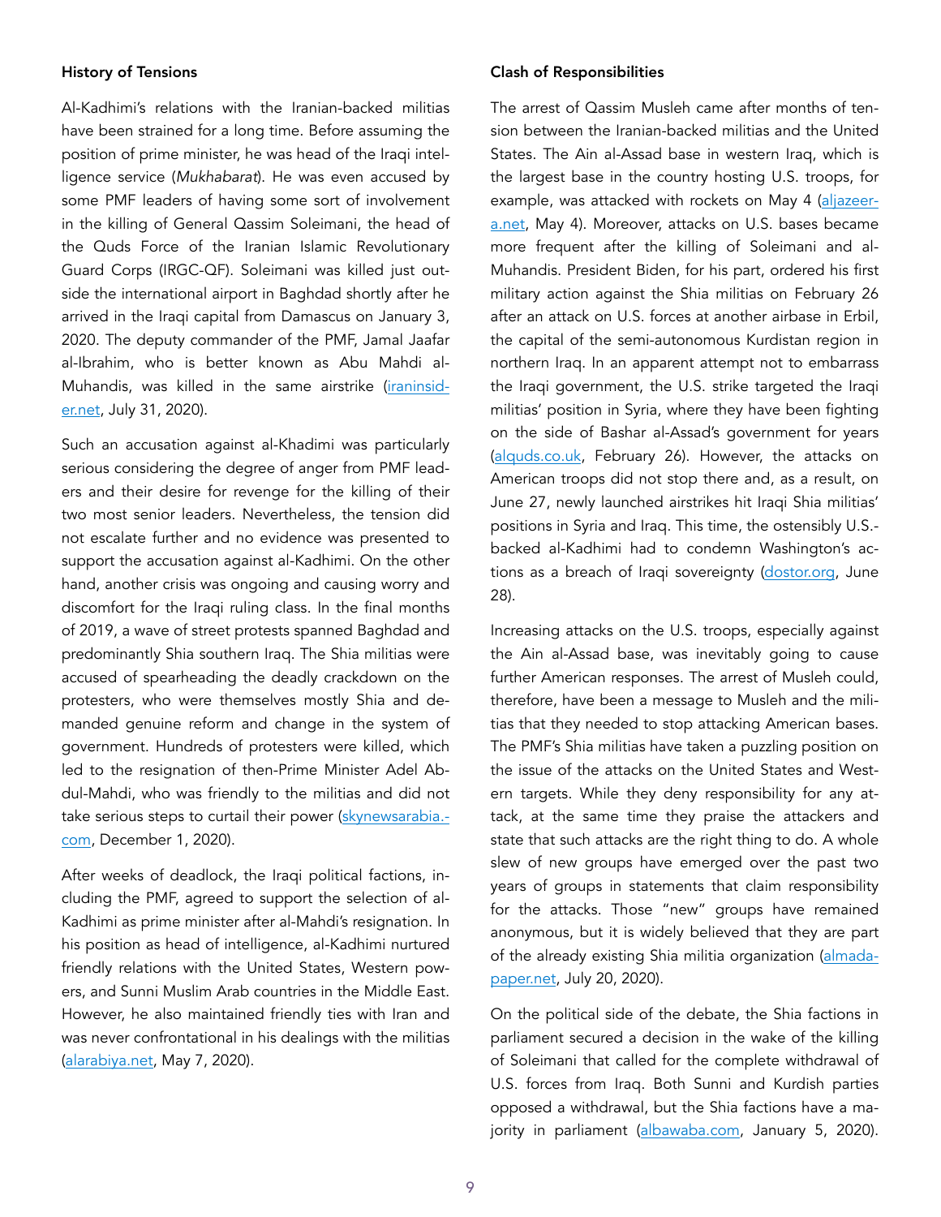### History of Tensions

Al-Kadhimi's relations with the Iranian-backed militias have been strained for a long time. Before assuming the position of prime minister, he was head of the Iraqi intelligence service (*Mukhabarat*). He was even accused by some PMF leaders of having some sort of involvement in the killing of General Qassim Soleimani, the head of the Quds Force of the Iranian Islamic Revolutionary Guard Corps (IRGC-QF). Soleimani was killed just outside the international airport in Baghdad shortly after he arrived in the Iraqi capital from Damascus on January 3, 2020. The deputy commander of the PMF, Jamal Jaafar al-Ibrahim, who is better known as Abu Mahdi al-Muhandis, was killed in the same airstrike (iraninsider.net, July 31, 2020).

Such an accusation against al-Khadimi was particularly serious considering the degree of anger from PMF leaders and their desire for revenge for the killing of their two most senior leaders. Nevertheless, the tension did not escalate further and no evidence was presented to support the accusation against al-Kadhimi. On the other hand, another crisis was ongoing and causing worry and discomfort for the Iraqi ruling class. In the final months of 2019, a wave of street protests spanned Baghdad and predominantly Shia southern Iraq. The Shia militias were accused of spearheading the deadly crackdown on the protesters, who were themselves mostly Shia and demanded genuine reform and change in the system of government. Hundreds of protesters were killed, which led to the resignation of then-Prime Minister Adel Abdul-Mahdi, who was friendly to the militias and did not take serious steps to curtail their power (skynewsarabia.com, December 1, 2020).

After weeks of deadlock, the Iraqi political factions, including the PMF, agreed to support the selection of al-Kadhimi as prime minister after al-Mahdi's resignation. In his position as head of intelligence, al-Kadhimi nurtured friendly relations with the United States, Western powers, and Sunni Muslim Arab countries in the Middle East. However, he also maintained friendly ties with Iran and was never confrontational in his dealings with the militias (alarabiya.net, May 7, 2020).

### Clash of Responsibilities

The arrest of Qassim Musleh came after months of tension between the Iranian-backed militias and the United States. The Ain al-Assad base in western Iraq, which is the largest base in the country hosting U.S. troops, for example, was attacked with rockets on May 4 (aljazeera.net, May 4). Moreover, attacks on U.S. bases became more frequent after the killing of Soleimani and al-Muhandis. President Biden, for his part, ordered his first military action against the Shia militias on February 26 after an attack on U.S. forces at another airbase in Erbil, the capital of the semi-autonomous Kurdistan region in northern Iraq. In an apparent attempt not to embarrass the Iraqi government, the U.S. strike targeted the Iraqi militias' position in Syria, where they have been fighting on the side of Bashar al-Assad's government for years (alquds.co.uk, February 26). However, the attacks on American troops did not stop there and, as a result, on June 27, newly launched airstrikes hit Iraqi Shia militias' positions in Syria and Iraq. This time, the ostensibly U.S.-backed al-Kadhimi had to condemn Washington's actions as a breach of Iraqi sovereignty (dostor.org, June 28).

Increasing attacks on the U.S. troops, especially against the Ain al-Assad base, was inevitably going to cause further American responses. The arrest of Musleh could, therefore, have been a message to Musleh and the militias that they needed to stop attacking American bases. The PMF's Shia militias have taken a puzzling position on the issue of the attacks on the United States and Western targets. While they deny responsibility for any attack, at the same time they praise the attackers and state that such attacks are the right thing to do. A whole slew of new groups have emerged over the past two years of groups in statements that claim responsibility for the attacks. Those "new" groups have remained anonymous, but it is widely believed that they are part of the already existing Shia militia organization (almadapaper.net, July 20, 2020).

On the political side of the debate, the Shia factions in parliament secured a decision in the wake of the killing of Soleimani that called for the complete withdrawal of U.S. forces from Iraq. Both Sunni and Kurdish parties opposed a withdrawal, but the Shia factions have a majority in parliament (albawaba.com, January 5, 2020).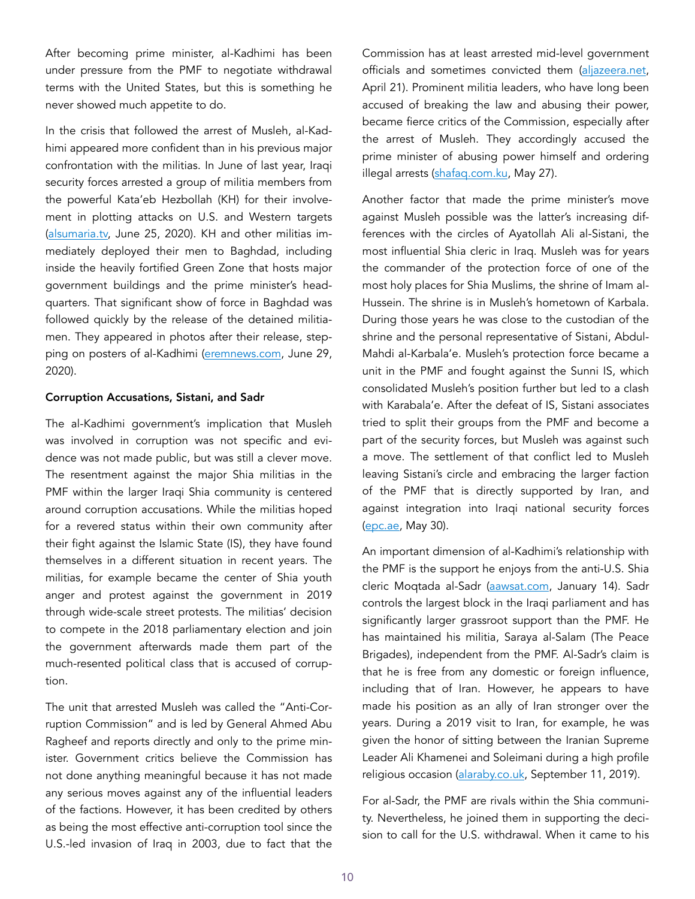After becoming prime minister, al-Kadhimi has been under pressure from the PMF to negotiate withdrawal terms with the United States, but this is something he never showed much appetite to do.

In the crisis that followed the arrest of Musleh, al-Kadhimi appeared more confident than in his previous major confrontation with the militias. In June of last year, Iraqi security forces arrested a group of militia members from the powerful Kata'eb Hezbollah (KH) for their involvement in plotting attacks on U.S. and Western targets (alsumaria.tv, June 25, 2020). KH and other militias immediately deployed their men to Baghdad, including inside the heavily fortified Green Zone that hosts major government buildings and the prime minister's headquarters. That significant show of force in Baghdad was followed quickly by the release of the detained militiamen. They appeared in photos after their release, stepping on posters of al-Kadhimi (eremnews.com, June 29, 2020).

**Corruption Accusations, Sistani, and Sadr**

The al-Kadhimi government's implication that Musleh was involved in corruption was not specific and evidence was not made public, but was still a clever move. The resentment against the major Shia militias in the PMF within the larger Iraqi Shia community is centered around corruption accusations. While the militias hoped for a revered status within their own community after their fight against the Islamic State (IS), they have found themselves in a different situation in recent years. The militias, for example became the center of Shia youth anger and protest against the government in 2019 through wide-scale street protests. The militias' decision to compete in the 2018 parliamentary election and join the government afterwards made them part of the much-resented political class that is accused of corruption.

The unit that arrested Musleh was called the "Anti-Corruption Commission" and is led by General Ahmed Abu Ragheef and reports directly and only to the prime minister. Government critics believe the Commission has not done anything meaningful because it has not made any serious moves against any of the influential leaders of the factions. However, it has been credited by others as being the most effective anti-corruption tool since the U.S.-led invasion of Iraq in 2003, due to fact that the Commission has at least arrested mid-level government officials and sometimes convicted them (aljazeera.net, April 21). Prominent militia leaders, who have long been accused of breaking the law and abusing their power, became fierce critics of the Commission, especially after the arrest of Musleh. They accordingly accused the prime minister of abusing power himself and ordering illegal arrests (shafaq.com.ku, May 27).

Another factor that made the prime minister's move against Musleh possible was the latter's increasing differences with the circles of Ayatollah Ali al-Sistani, the most influential Shia cleric in Iraq. Musleh was for years the commander of the protection force of one of the most holy places for Shia Muslims, the shrine of Imam al-Hussein. The shrine is in Musleh's hometown of Karbala. During those years he was close to the custodian of the shrine and the personal representative of Sistani, Abdul-Mahdi al-Karbala'e. Musleh's protection force became a unit in the PMF and fought against the Sunni IS, which consolidated Musleh's position further but led to a clash with Karabala'e. After the defeat of IS, Sistani associates tried to split their groups from the PMF and become a part of the security forces, but Musleh was against such a move. The settlement of that conflict led to Musleh leaving Sistani's circle and embracing the larger faction of the PMF that is directly supported by Iran, and against integration into Iraqi national security forces (epc.ae, May 30).

An important dimension of al-Kadhimi's relationship with the PMF is the support he enjoys from the anti-U.S. Shia cleric Moqtada al-Sadr (aawsat.com, January 14). Sadr controls the largest block in the Iraqi parliament and has significantly larger grassroot support than the PMF. He has maintained his militia, Saraya al-Salam (The Peace Brigades), independent from the PMF. Al-Sadr's claim is that he is free from any domestic or foreign influence, including that of Iran. However, he appears to have made his position as an ally of Iran stronger over the years. During a 2019 visit to Iran, for example, he was given the honor of sitting between the Iranian Supreme Leader Ali Khamenei and Soleimani during a high profile religious occasion (alaraby.co.uk, September 11, 2019).

For al-Sadr, the PMF are rivals within the Shia community. Nevertheless, he joined them in supporting the decision to call for the U.S. withdrawal. When it came to his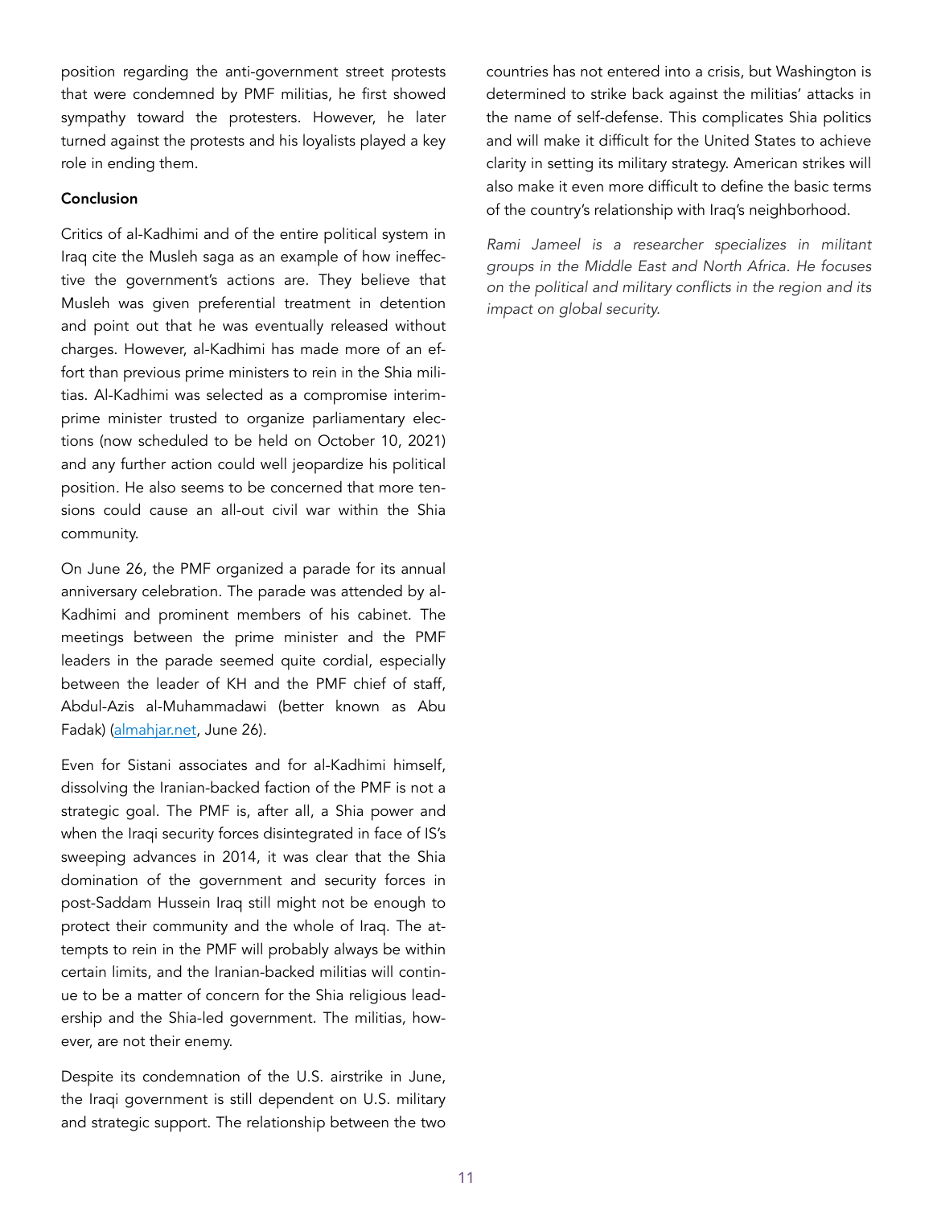position regarding the anti-government street protests that were condemned by PMF militias, he first showed sympathy toward the protesters. However, he later turned against the protests and his loyalists played a key role in ending them.

**Conclusion**

Critics of al-Kadhimi and of the entire political system in Iraq cite the Musleh saga as an example of how ineffective the government's actions are. They believe that Musleh was given preferential treatment in detention and point out that he was eventually released without charges. However, al-Kadhimi has made more of an effort than previous prime ministers to rein in the Shia militias. Al-Kadhimi was selected as a compromise interim-prime minister trusted to organize parliamentary elections (now scheduled to be held on October 10, 2021) and any further action could well jeopardize his political position. He also seems to be concerned that more tensions could cause an all-out civil war within the Shia community.

On June 26, the PMF organized a parade for its annual anniversary celebration. The parade was attended by al-Kadhimi and prominent members of his cabinet. The meetings between the prime minister and the PMF leaders in the parade seemed quite cordial, especially between the leader of KH and the PMF chief of staff, Abdul-Azis al-Muhammadawi (better known as Abu Fadak) (almahjar.net, June 26).

Even for Sistani associates and for al-Kadhimi himself, dissolving the Iranian-backed faction of the PMF is not a strategic goal. The PMF is, after all, a Shia power and when the Iraqi security forces disintegrated in face of IS's sweeping advances in 2014, it was clear that the Shia domination of the government and security forces in post-Saddam Hussein Iraq still might not be enough to protect their community and the whole of Iraq. The attempts to rein in the PMF will probably always be within certain limits, and the Iranian-backed militias will continue to be a matter of concern for the Shia religious leadership and the Shia-led government. The militias, however, are not their enemy.

Despite its condemnation of the U.S. airstrike in June, the Iraqi government is still dependent on U.S. military and strategic support. The relationship between the two countries has not entered into a crisis, but Washington is determined to strike back against the militias' attacks in the name of self-defense. This complicates Shia politics and will make it difficult for the United States to achieve clarity in setting its military strategy. American strikes will also make it even more difficult to define the basic terms of the country's relationship with Iraq's neighborhood.

*Rami Jameel is a researcher specializes in militant groups in the Middle East and North Africa. He focuses on the political and military conflicts in the region and its impact on global security.*